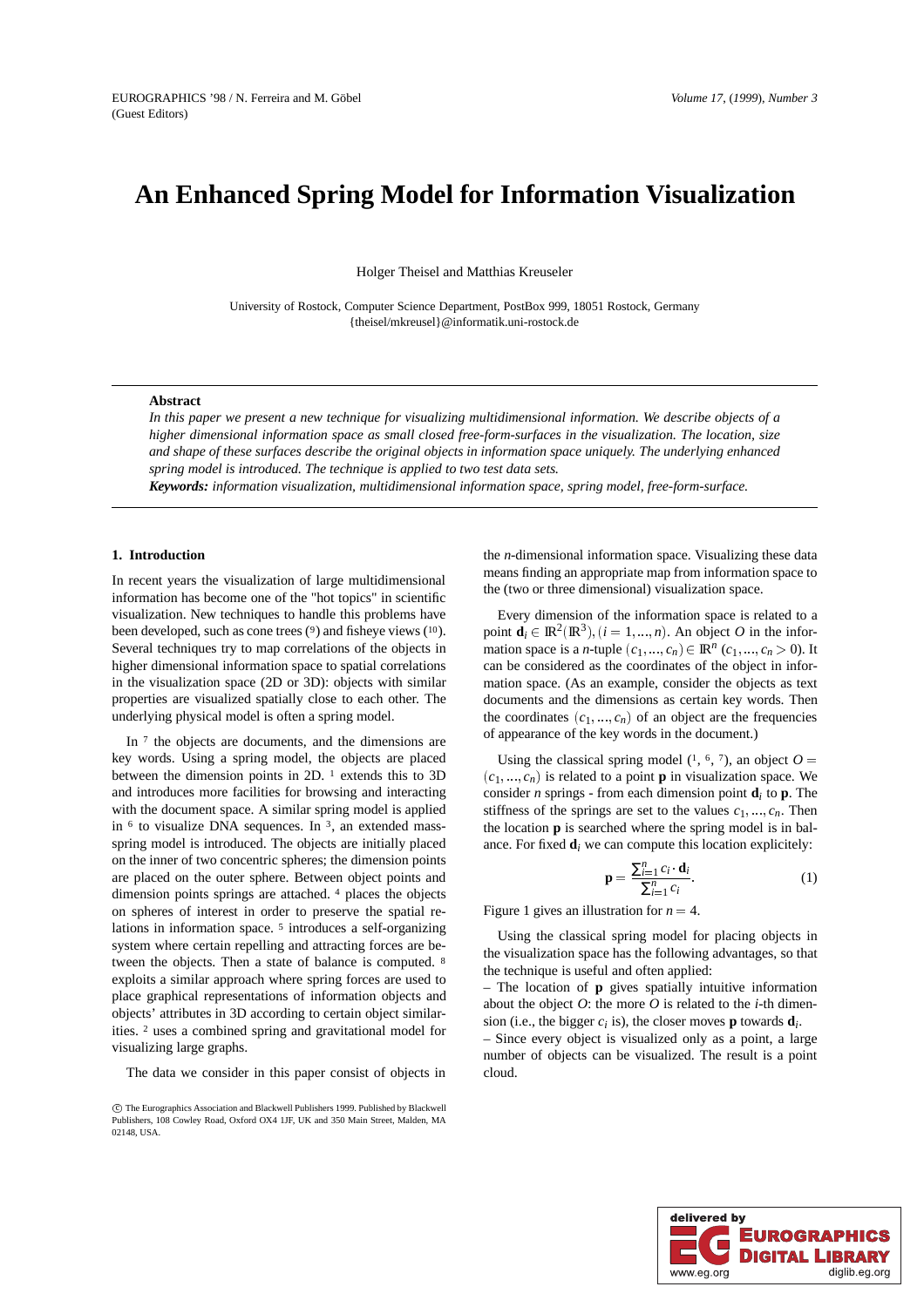# An Enhanced Spring Model for Information Visualization

Holger Theisel and Matthias Kreuseler

University of Rostock, Computer Science Department, PostBox 999, 18051 Rostock, Germany
{theisel/mkreusel}@informatik.uni-rostock.de

---

**Abstract**

*In this paper we present a new technique for visualizing multidimensional information. We describe objects of a higher dimensional information space as small closed free-form-surfaces in the visualization. The location, size and shape of these surfaces describe the original objects in information space uniquely. The underlying enhanced spring model is introduced. The technique is applied to two test data sets.*

***Keywords:*** *information visualization, multidimensional information space, spring model, free-form-surface.*

---

## 1. Introduction

In recent years the visualization of large multidimensional information has become one of the "hot topics" in scientific visualization. New techniques to handle this problems have been developed, such as cone trees ([9]) and fisheye views ([10]). Several techniques try to map correlations of the objects in higher dimensional information space to spatial correlations in the visualization space (2D or 3D): objects with similar properties are visualized spatially close to each other. The underlying physical model is often a spring model.

In [7] the objects are documents, and the dimensions are key words. Using a spring model, the objects are placed between the dimension points in 2D. [1] extends this to 3D and introduces more facilities for browsing and interacting with the document space. A similar spring model is applied in [6] to visualize DNA sequences. In [3], an extended mass-spring model is introduced. The objects are initially placed on the inner of two concentric spheres; the dimension points are placed on the outer sphere. Between object points and dimension points springs are attached. [4] places the objects on spheres of interest in order to preserve the spatial relations in information space. [5] introduces a self-organizing system where certain repelling and attracting forces are between the objects. Then a state of balance is computed. [8] exploits a similar approach where spring forces are used to place graphical representations of information objects and objects' attributes in 3D according to certain object similarities. [2] uses a combined spring and gravitational model for visualizing large graphs.

The data we consider in this paper consist of objects in the $n$-dimensional information space. Visualizing these data means finding an appropriate map from information space to the (two or three dimensional) visualization space.

Every dimension of the information space is related to a point $\mathbf{d}_i \in \mathbb{R}^2(\mathbb{R}^3), (i = 1, ..., n)$. An object $O$ in the information space is a $n$-tuple $(c_1, ..., c_n) \in \mathbb{R}^n$ $(c_1, ..., c_n > 0)$. It can be considered as the coordinates of the object in information space. (As an example, consider the objects as text documents and the dimensions as certain key words. Then the coordinates $(c_1, ..., c_n)$ of an object are the frequencies of appearance of the key words in the document.)

Using the classical spring model ([1], [6], [7]), an object $O = (c_1, ..., c_n)$ is related to a point $\mathbf{p}$ in visualization space. We consider $n$ springs - from each dimension point $\mathbf{d}_i$ to $\mathbf{p}$. The stiffness of the springs are set to the values $c_1, ..., c_n$. Then the location $\mathbf{p}$ is searched where the spring model is in balance. For fixed $\mathbf{d}_i$ we can compute this location explicitly:

$$\mathbf{p} = \frac{\sum_{i=1}^{n} c_i \cdot \mathbf{d}_i}{\sum_{i=1}^{n} c_i}. \tag{1}$$

Figure 1 gives an illustration for $n = 4$.

Using the classical spring model for placing objects in the visualization space has the following advantages, so that the technique is useful and often applied:

– The location of $\mathbf{p}$ gives spatially intuitive information about the object $O$: the more $O$ is related to the $i$-th dimension (i.e., the bigger $c_i$ is), the closer moves $\mathbf{p}$ towards $\mathbf{d}_i$.

– Since every object is visualized only as a point, a large number of objects can be visualized. The result is a point cloud.

© The Eurographics Association and Blackwell Publishers 1999. Published by Blackwell Publishers, 108 Cowley Road, Oxford OX4 1JF, UK and 350 Main Street, Malden, MA 02148, USA.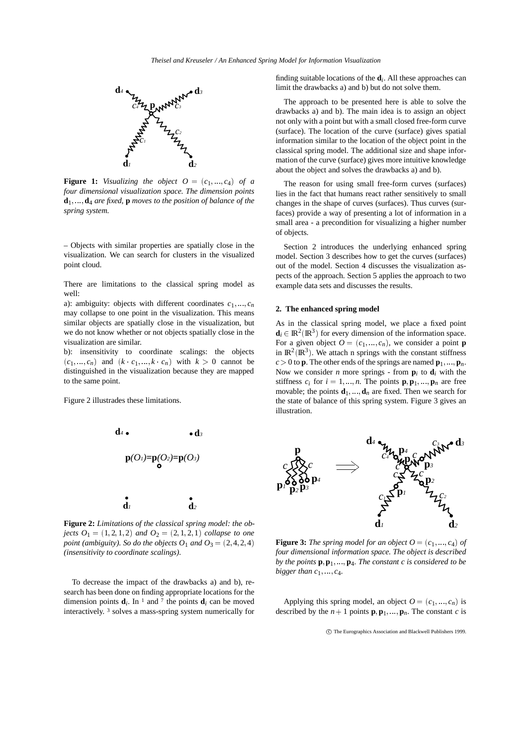**Figure 1:** *Visualizing the object $O = (c_1, ..., c_4)$ of a four dimensional visualization space. The dimension points $\mathbf{d}_1, ..., \mathbf{d}_4$ are fixed,* $\mathbf{p}$ *moves to the position of balance of the spring system.*

– Objects with similar properties are spatially close in the visualization. We can search for clusters in the visualized point cloud.

There are limitations to the classical spring model as well:

a): ambiguity: objects with different coordinates $c_1, ..., c_n$ may collapse to one point in the visualization. This means similar objects are spatially close in the visualization, but we do not know whether or not objects spatially close in the visualization are similar.

b): insensitivity to coordinate scalings: the objects $(c_1, ..., c_n)$ and $(k \cdot c_1, ..., k \cdot c_n)$ with $k > 0$ cannot be distinguished in the visualization because they are mapped to the same point.

Figure 2 illustrades these limitations.

**Figure 2:** *Limitations of the classical spring model: the objects $O_1 = (1, 2, 1, 2)$ and $O_2 = (2, 1, 2, 1)$ collapse to one point (ambiguity). So do the objects $O_1$ and $O_3 = (2, 4, 2, 4)$ (insensitivity to coordinate scalings).*

To decrease the impact of the drawbacks a) and b), research has been done on finding appropriate locations for the dimension points $\mathbf{d}_i$. In [1] and [7] the points $\mathbf{d}_i$ can be moved interactively. [3] solves a mass-spring system numerically for finding suitable locations of the $\mathbf{d}_i$. All these approaches can limit the drawbacks a) and b) but do not solve them.

The approach to be presented here is able to solve the drawbacks a) and b). The main idea is to assign an object not only with a point but with a small closed free-form curve (surface). The location of the curve (surface) gives spatial information similar to the location of the object point in the classical spring model. The additional size and shape information of the curve (surface) gives more intuitive knowledge about the object and solves the drawbacks a) and b).

The reason for using small free-form curves (surfaces) lies in the fact that humans react rather sensitively to small changes in the shape of curves (surfaces). Thus curves (surfaces) provide a way of presenting a lot of information in a small area - a precondition for visualizing a higher number of objects.

Section 2 introduces the underlying enhanced spring model. Section 3 describes how to get the curves (surfaces) out of the model. Section 4 discusses the visualization aspects of the approach. Section 5 applies the approach to two example data sets and discusses the results.

## 2. The enhanced spring model

As in the classical spring model, we place a fixed point $\mathbf{d}_i \in \mathbb{R}^2(\mathbb{R}^3)$ for every dimension of the information space. For a given object $O = (c_1, ..., c_n)$, we consider a point $\mathbf{p}$ in $\mathbb{R}^2(\mathbb{R}^3)$. We attach n springs with the constant stiffness $c > 0$ to $\mathbf{p}$. The other ends of the springs are named $\mathbf{p}_1, ..., \mathbf{p}_n$. Now we consider $n$ more springs - from $\mathbf{p}_i$ to $\mathbf{d}_i$ with the stiffness $c_i$ for $i = 1, ..., n$. The points $\mathbf{p}, \mathbf{p}_1, ..., \mathbf{p}_n$ are free movable; the points $\mathbf{d}_1, ..., \mathbf{d}_n$ are fixed. Then we search for the state of balance of this spring system. Figure 3 gives an illustration.

**Figure 3:** *The spring model for an object $O = (c_1, ..., c_4)$ of four dimensional information space. The object is described by the points $\mathbf{p}, \mathbf{p}_1, ..., \mathbf{p}_4$. The constant $c$ is considered to be bigger than $c_1, ..., c_4$.*

Applying this spring model, an object $O = (c_1, ..., c_n)$ is described by the $n + 1$ points $\mathbf{p}, \mathbf{p}_1, ..., \mathbf{p}_n$. The constant $c$ is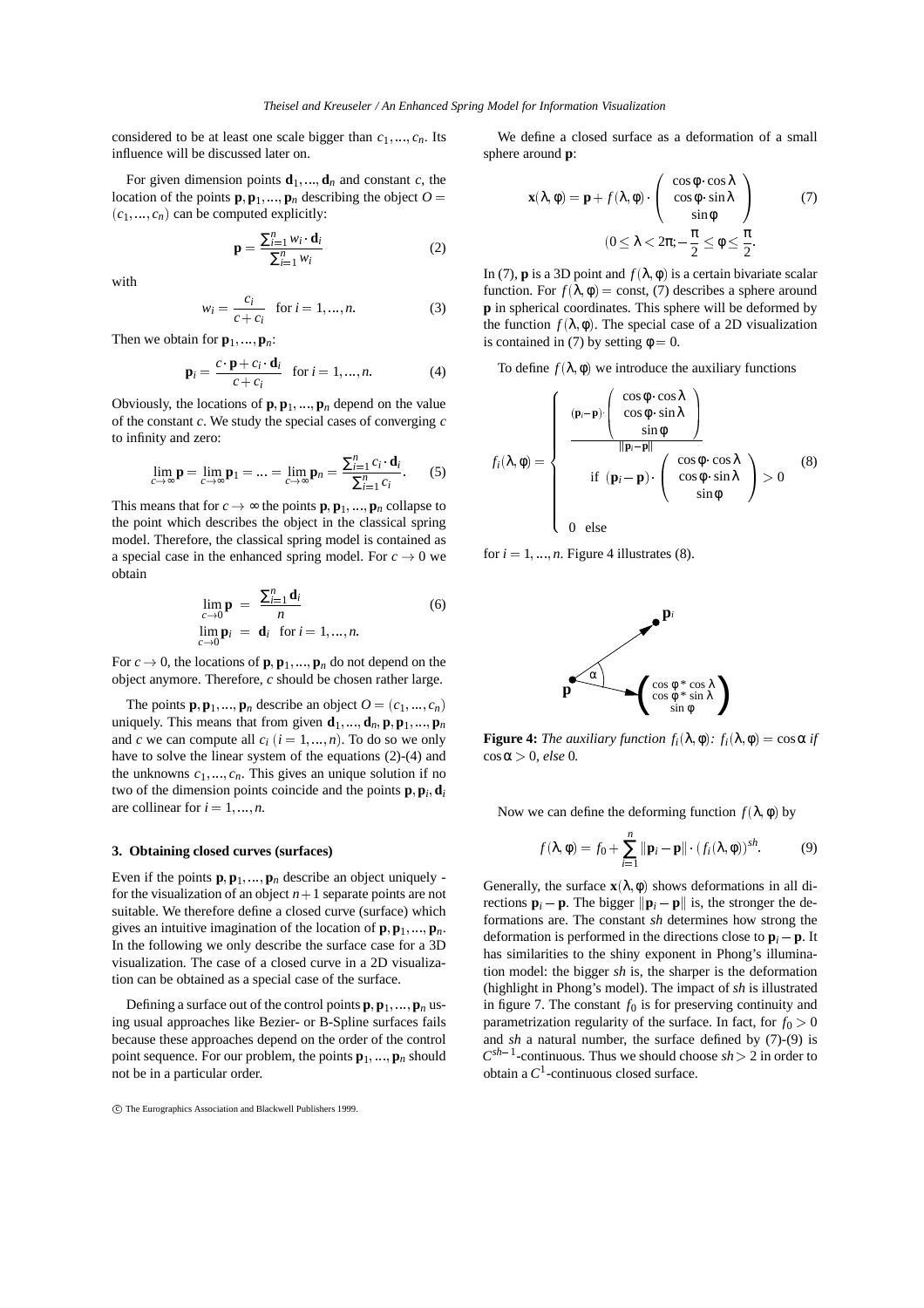considered to be at least one scale bigger than $c_1, ..., c_n$. Its influence will be discussed later on.

For given dimension points $\mathbf{d}_1, ..., \mathbf{d}_n$ and constant $c$, the location of the points $\mathbf{p}, \mathbf{p}_1, ..., \mathbf{p}_n$ describing the object $O = (c_1, ..., c_n)$ can be computed explicitly:

$$\mathbf{p} = \frac{\sum_{i=1}^{n} w_i \cdot \mathbf{d}_i}{\sum_{i=1}^{n} w_i} \tag{2}$$

with

$$w_i = \frac{c_i}{c + c_i} \quad \text{for } i = 1, ..., n. \tag{3}$$

Then we obtain for $\mathbf{p}_1, ..., \mathbf{p}_n$:

$$\mathbf{p}_i = \frac{c \cdot \mathbf{p} + c_i \cdot \mathbf{d}_i}{c + c_i} \quad \text{for } i = 1, ..., n. \tag{4}$$

Obviously, the locations of $\mathbf{p}, \mathbf{p}_1, ..., \mathbf{p}_n$ depend on the value of the constant $c$. We study the special cases of converging $c$ to infinity and zero:

$$\lim_{c\to\infty} \mathbf{p} = \lim_{c\to\infty} \mathbf{p}_1 = ... = \lim_{c\to\infty} \mathbf{p}_n = \frac{\sum_{i=1}^{n} c_i \cdot \mathbf{d}_i}{\sum_{i=1}^{n} c_i}. \tag{5}$$

This means that for $c \to \infty$ the points $\mathbf{p}, \mathbf{p}_1, ..., \mathbf{p}_n$ collapse to the point which describes the object in the classical spring model. Therefore, the classical spring model is contained as a special case in the enhanced spring model. For $c \to 0$ we obtain

$$\lim_{c\to 0} \mathbf{p} = \frac{\sum_{i=1}^{n} \mathbf{d}_i}{n} \tag{6}$$
$$\lim_{c\to 0} \mathbf{p}_i = \mathbf{d}_i \quad \text{for } i = 1, ..., n.$$

For $c \to 0$, the locations of $\mathbf{p}, \mathbf{p}_1, ..., \mathbf{p}_n$ do not depend on the object anymore. Therefore, $c$ should be chosen rather large.

The points $\mathbf{p}, \mathbf{p}_1, ..., \mathbf{p}_n$ describe an object $O = (c_1, ..., c_n)$ uniquely. This means that from given $\mathbf{d}_1, ..., \mathbf{d}_n, \mathbf{p}, \mathbf{p}_1, ..., \mathbf{p}_n$ and $c$ we can compute all $c_i$ ($i = 1, ..., n$). To do so we only have to solve the linear system of the equations (2)-(4) and the unknowns $c_1, ..., c_n$. This gives an unique solution if no two of the dimension points coincide and the points $\mathbf{p}, \mathbf{p}_i, \mathbf{d}_i$ are collinear for $i = 1, ..., n$.

### 3. Obtaining closed curves (surfaces)

Even if the points $\mathbf{p}, \mathbf{p}_1, ..., \mathbf{p}_n$ describe an object uniquely - for the visualization of an object $n+1$ separate points are not suitable. We therefore define a closed curve (surface) which gives an intuitive imagination of the location of $\mathbf{p}, \mathbf{p}_1, ..., \mathbf{p}_n$. In the following we only describe the surface case for a 3D visualization. The case of a closed curve in a 2D visualization can be obtained as a special case of the surface.

Defining a surface out of the control points $\mathbf{p}, \mathbf{p}_1, ..., \mathbf{p}_n$ using usual approaches like Bezier- or B-Spline surfaces fails because these approaches depend on the order of the control point sequence. For our problem, the points $\mathbf{p}_1, ..., \mathbf{p}_n$ should not be in a particular order.

We define a closed surface as a deformation of a small sphere around $\mathbf{p}$:

$$\mathbf{x}(\lambda, \varphi) = \mathbf{p} + f(\lambda, \varphi) \cdot \begin{pmatrix} \cos\varphi \cdot \cos\lambda \\ \cos\varphi \cdot \sin\lambda \\ \sin\varphi \end{pmatrix} \tag{7}$$
$$(0 \le \lambda < 2\pi; -\frac{\pi}{2} \le \varphi \le \frac{\pi}{2}.$$

In (7), $\mathbf{p}$ is a 3D point and $f(\lambda, \varphi)$ is a certain bivariate scalar function. For $f(\lambda, \varphi) = \text{const}$, (7) describes a sphere around $\mathbf{p}$ in spherical coordinates. This sphere will be deformed by the function $f(\lambda, \varphi)$. The special case of a 2D visualization is contained in (7) by setting $\varphi = 0$.

To define $f(\lambda, \varphi)$ we introduce the auxiliary functions

$$f_i(\lambda, \varphi) = \begin{cases} \dfrac{(\mathbf{p}_i - \mathbf{p}) \cdot \begin{pmatrix} \cos\varphi \cdot \cos\lambda \\ \cos\varphi \cdot \sin\lambda \\ \sin\varphi \end{pmatrix}}{\|\mathbf{p}_i - \mathbf{p}\|} \\ \quad \text{if } (\mathbf{p}_i - \mathbf{p}) \cdot \begin{pmatrix} \cos\varphi \cdot \cos\lambda \\ \cos\varphi \cdot \sin\lambda \\ \sin\varphi \end{pmatrix} > 0 \\ 0 \quad \text{else} \end{cases} \tag{8}$$

for $i = 1, ..., n$. Figure 4 illustrates (8).

**Figure 4:** *The auxiliary function $f_i(\lambda, \varphi)$: $f_i(\lambda, \varphi) = \cos\alpha$ if $\cos\alpha > 0$, else 0.*

Now we can define the deforming function $f(\lambda, \varphi)$ by

$$f(\lambda, \varphi) = f_0 + \sum_{i=1}^{n} \|\mathbf{p}_i - \mathbf{p}\| \cdot (f_i(\lambda, \varphi))^{sh}. \tag{9}$$

Generally, the surface $\mathbf{x}(\lambda, \varphi)$ shows deformations in all directions $\mathbf{p}_i - \mathbf{p}$. The bigger $\|\mathbf{p}_i - \mathbf{p}\|$ is, the stronger the deformations are. The constant *sh* determines how strong the deformation is performed in the directions close to $\mathbf{p}_i - \mathbf{p}$. It has similarities to the shiny exponent in Phong's illumination model: the bigger *sh* is, the sharper is the deformation (highlight in Phong's model). The impact of *sh* is illustrated in figure 7. The constant $f_0$ is for preserving continuity and parametrization regularity of the surface. In fact, for $f_0 > 0$ and *sh* a natural number, the surface defined by (7)-(9) is $C^{sh-1}$-continuous. Thus we should choose $sh > 2$ in order to obtain a $C^1$-continuous closed surface.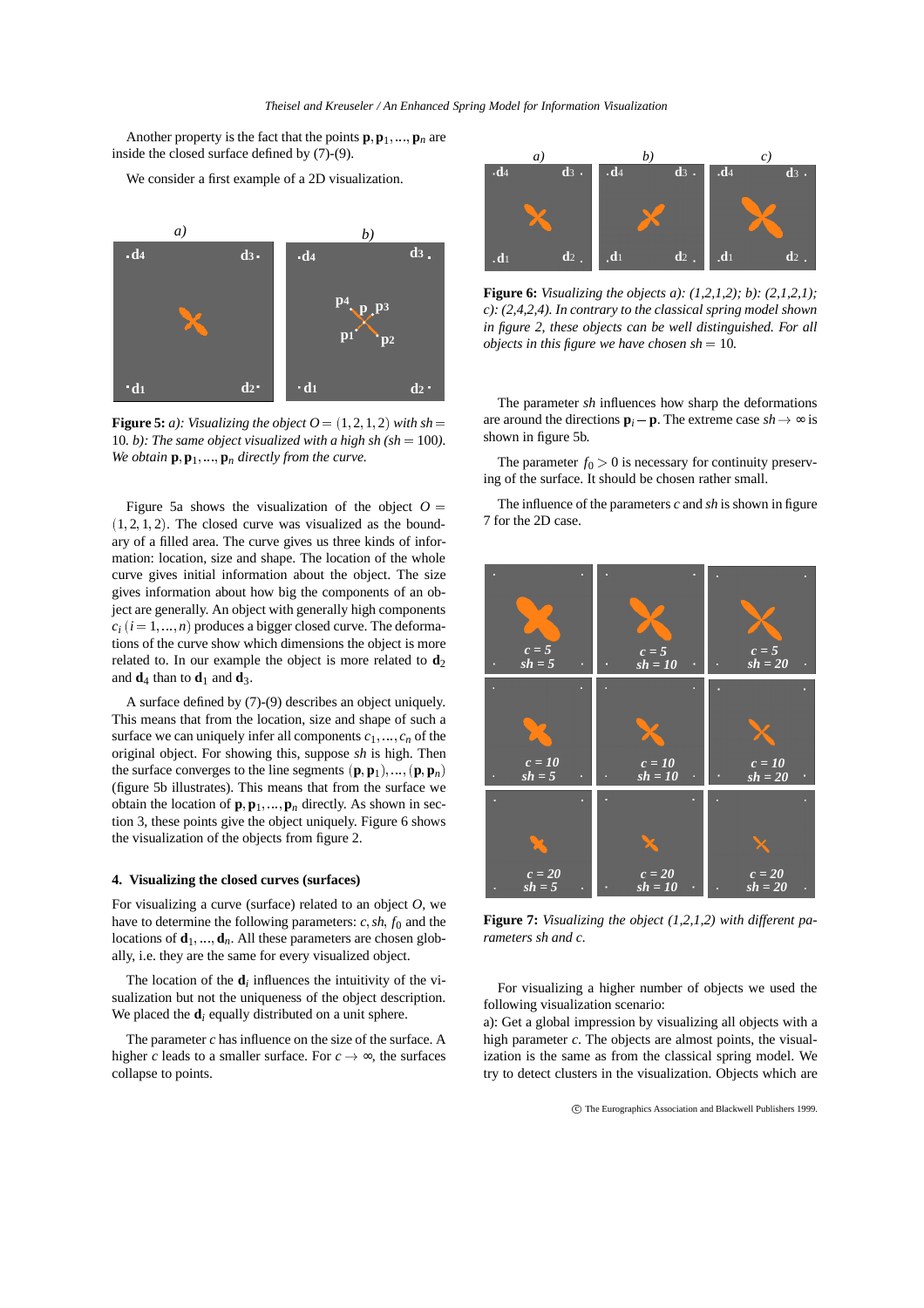Another property is the fact that the points $\mathbf{p}, \mathbf{p}_1, ..., \mathbf{p}_n$ are inside the closed surface defined by (7)-(9).

We consider a first example of a 2D visualization.

**Figure 5:** *a): Visualizing the object $O = (1,2,1,2)$ with $sh = 10$. b): The same object visualized with a high sh ($sh = 100$). We obtain $\mathbf{p}, \mathbf{p}_1, ..., \mathbf{p}_n$ directly from the curve.*

Figure 5a shows the visualization of the object $O = (1,2,1,2)$. The closed curve was visualized as the boundary of a filled area. The curve gives us three kinds of information: location, size and shape. The location of the whole curve gives initial information about the object. The size gives information about how big the components of an object are generally. An object with generally high components $c_i$ $(i = 1, ..., n)$ produces a bigger closed curve. The deformations of the curve show which dimensions the object is more related to. In our example the object is more related to $\mathbf{d}_2$ and $\mathbf{d}_4$ than to $\mathbf{d}_1$ and $\mathbf{d}_3$.

A surface defined by (7)-(9) describes an object uniquely. This means that from the location, size and shape of such a surface we can uniquely infer all components $c_1, ..., c_n$ of the original object. For showing this, suppose $sh$ is high. Then the surface converges to the line segments $(\mathbf{p}, \mathbf{p}_1), ..., (\mathbf{p}, \mathbf{p}_n)$ (figure 5b illustrates). This means that from the surface we obtain the location of $\mathbf{p}, \mathbf{p}_1, ..., \mathbf{p}_n$ directly. As shown in section 3, these points give the object uniquely. Figure 6 shows the visualization of the objects from figure 2.

## 4. Visualizing the closed curves (surfaces)

For visualizing a curve (surface) related to an object $O$, we have to determine the following parameters: $c$, $sh$, $f_0$ and the locations of $\mathbf{d}_1, ..., \mathbf{d}_n$. All these parameters are chosen globally, i.e. they are the same for every visualized object.

The location of the $\mathbf{d}_i$ influences the intuitivity of the visualization but not the uniqueness of the object description. We placed the $\mathbf{d}_i$ equally distributed on a unit sphere.

The parameter $c$ has influence on the size of the surface. A higher $c$ leads to a smaller surface. For $c \to \infty$, the surfaces collapse to points.

**Figure 6:** *Visualizing the objects a): (1,2,1,2); b): (2,1,2,1); c): (2,4,2,4). In contrary to the classical spring model shown in figure 2, these objects can be well distinguished. For all objects in this figure we have chosen $sh = 10$.*

The parameter $sh$ influences how sharp the deformations are around the directions $\mathbf{p}_i - \mathbf{p}$. The extreme case $sh \to \infty$ is shown in figure 5b.

The parameter $f_0 > 0$ is necessary for continuity preserving of the surface. It should be chosen rather small.

The influence of the parameters $c$ and $sh$ is shown in figure 7 for the 2D case.

**Figure 7:** *Visualizing the object (1,2,1,2) with different parameters sh and c.*

For visualizing a higher number of objects we used the following visualization scenario:
a): Get a global impression by visualizing all objects with a high parameter $c$. The objects are almost points, the visualization is the same as from the classical spring model. We try to detect clusters in the visualization. Objects which are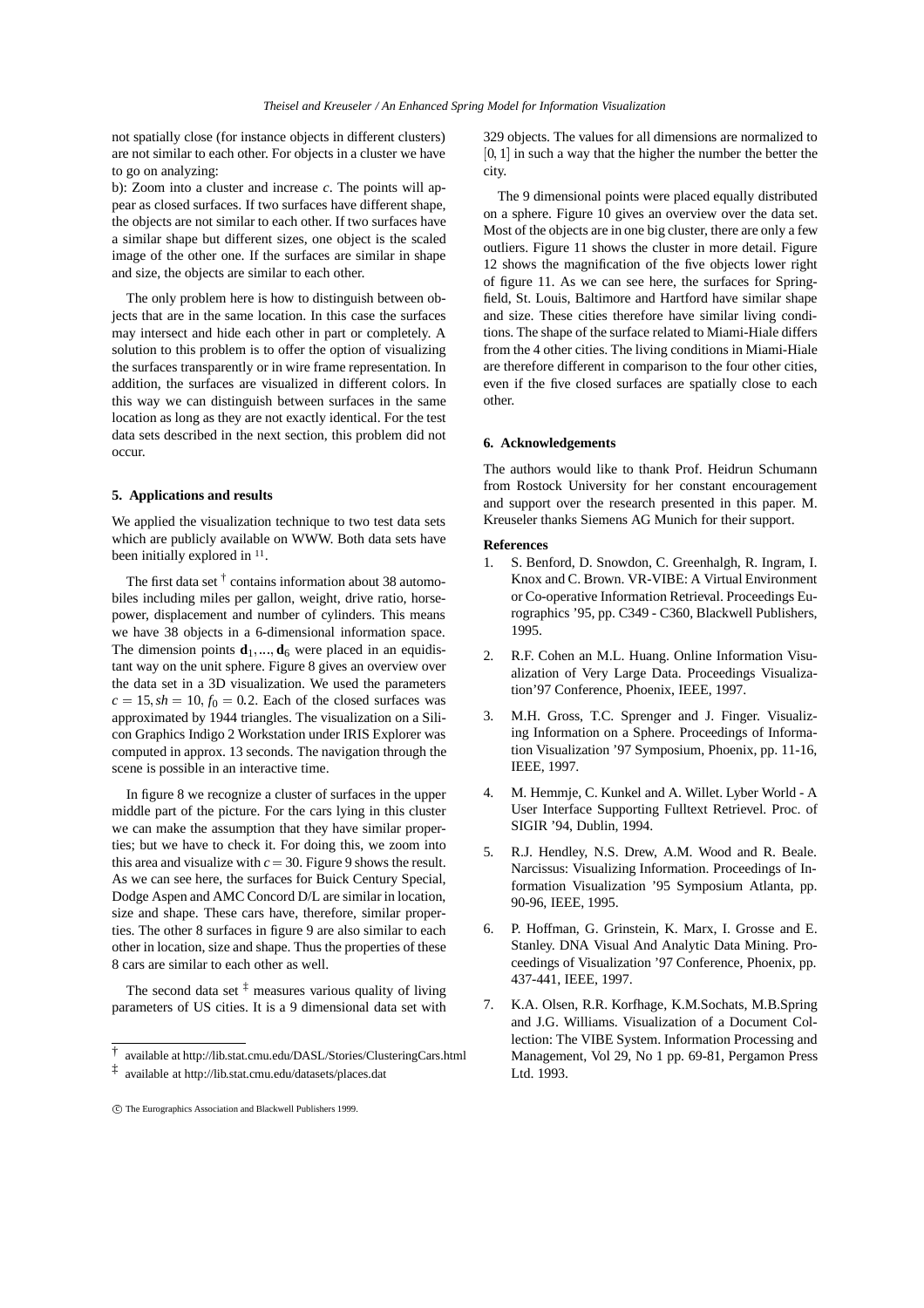not spatially close (for instance objects in different clusters) are not similar to each other. For objects in a cluster we have to go on analyzing:

b): Zoom into a cluster and increase $c$. The points will appear as closed surfaces. If two surfaces have different shape, the objects are not similar to each other. If two surfaces have a similar shape but different sizes, one object is the scaled image of the other one. If the surfaces are similar in shape and size, the objects are similar to each other.

The only problem here is how to distinguish between objects that are in the same location. In this case the surfaces may intersect and hide each other in part or completely. A solution to this problem is to offer the option of visualizing the surfaces transparently or in wire frame representation. In addition, the surfaces are visualized in different colors. In this way we can distinguish between surfaces in the same location as long as they are not exactly identical. For the test data sets described in the next section, this problem did not occur.

## 5. Applications and results

We applied the visualization technique to two test data sets which are publicly available on WWW. Both data sets have been initially explored in [11].

The first data set [†] contains information about 38 automobiles including miles per gallon, weight, drive ratio, horsepower, displacement and number of cylinders. This means we have 38 objects in a 6-dimensional information space. The dimension points $\mathbf{d}_1, ..., \mathbf{d}_6$ were placed in an equidistant way on the unit sphere. Figure 8 gives an overview over the data set in a 3D visualization. We used the parameters $c = 15, sh = 10, f_0 = 0.2$. Each of the closed surfaces was approximated by 1944 triangles. The visualization on a Silicon Graphics Indigo 2 Workstation under IRIS Explorer was computed in approx. 13 seconds. The navigation through the scene is possible in an interactive time.

In figure 8 we recognize a cluster of surfaces in the upper middle part of the picture. For the cars lying in this cluster we can make the assumption that they have similar properties; but we have to check it. For doing this, we zoom into this area and visualize with $c = 30$. Figure 9 shows the result. As we can see here, the surfaces for Buick Century Special, Dodge Aspen and AMC Concord D/L are similar in location, size and shape. These cars have, therefore, similar properties. The other 8 surfaces in figure 9 are also similar to each other in location, size and shape. Thus the properties of these 8 cars are similar to each other as well.

The second data set [‡] measures various quality of living parameters of US cities. It is a 9 dimensional data set with 329 objects. The values for all dimensions are normalized to $[0, 1]$ in such a way that the higher the number the better the city.

The 9 dimensional points were placed equally distributed on a sphere. Figure 10 gives an overview over the data set. Most of the objects are in one big cluster, there are only a few outliers. Figure 11 shows the cluster in more detail. Figure 12 shows the magnification of the five objects lower right of figure 11. As we can see here, the surfaces for Springfield, St. Louis, Baltimore and Hartford have similar shape and size. These cities therefore have similar living conditions. The shape of the surface related to Miami-Hiale differs from the 4 other cities. The living conditions in Miami-Hiale are therefore different in comparison to the four other cities, even if the five closed surfaces are spatially close to each other.

## 6. Acknowledgements

The authors would like to thank Prof. Heidrun Schumann from Rostock University for her constant encouragement and support over the research presented in this paper. M. Kreuseler thanks Siemens AG Munich for their support.

### References

1. S. Benford, D. Snowdon, C. Greenhalgh, R. Ingram, I. Knox and C. Brown. VR-VIBE: A Virtual Environment or Co-operative Information Retrieval. Proceedings Eurographics '95, pp. C349 - C360, Blackwell Publishers, 1995.
2. R.F. Cohen an M.L. Huang. Online Information Visualization of Very Large Data. Proceedings Visualization'97 Conference, Phoenix, IEEE, 1997.
3. M.H. Gross, T.C. Sprenger and J. Finger. Visualizing Information on a Sphere. Proceedings of Information Visualization '97 Symposium, Phoenix, pp. 11-16, IEEE, 1997.
4. M. Hemmje, C. Kunkel and A. Willet. Lyber World - A User Interface Supporting Fulltext Retrievel. Proc. of SIGIR '94, Dublin, 1994.
5. R.J. Hendley, N.S. Drew, A.M. Wood and R. Beale. Narcissus: Visualizing Information. Proceedings of Information Visualization '95 Symposium Atlanta, pp. 90-96, IEEE, 1995.
6. P. Hoffman, G. Grinstein, K. Marx, I. Grosse and E. Stanley. DNA Visual And Analytic Data Mining. Proceedings of Visualization '97 Conference, Phoenix, pp. 437-441, IEEE, 1997.
7. K.A. Olsen, R.R. Korfhage, K.M.Sochats, M.B.Spring and J.G. Williams. Visualization of a Document Collection: The VIBE System. Information Processing and Management, Vol 29, No 1 pp. 69-81, Pergamon Press Ltd. 1993.

[†] available at http://lib.stat.cmu.edu/DASL/Stories/ClusteringCars.html

[‡] available at http://lib.stat.cmu.edu/datasets/places.dat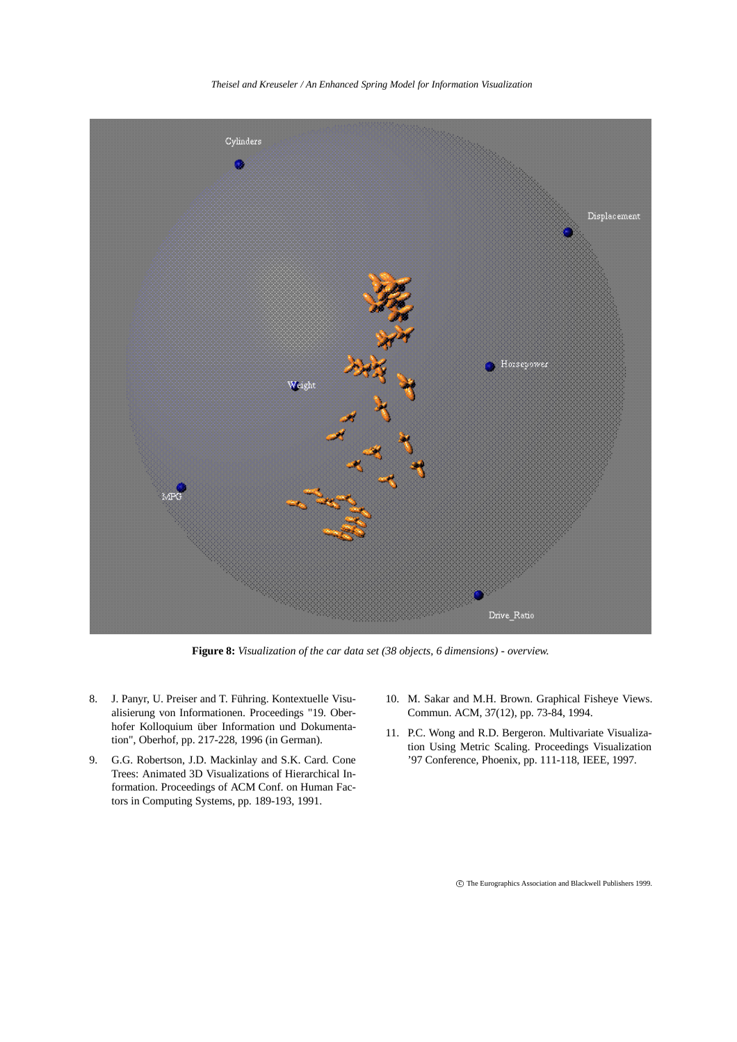**Figure 8:** *Visualization of the car data set (38 objects, 6 dimensions) - overview.*

8. J. Panyr, U. Preiser and T. Führing. Kontextuelle Visualisierung von Informationen. Proceedings "19. Oberhofer Kolloquium über Information und Dokumentation", Oberhof, pp. 217-228, 1996 (in German).
9. G.G. Robertson, J.D. Mackinlay and S.K. Card. Cone Trees: Animated 3D Visualizations of Hierarchical Information. Proceedings of ACM Conf. on Human Factors in Computing Systems, pp. 189-193, 1991.
10. M. Sakar and M.H. Brown. Graphical Fisheye Views. Commun. ACM, 37(12), pp. 73-84, 1994.
11. P.C. Wong and R.D. Bergeron. Multivariate Visualization Using Metric Scaling. Proceedings Visualization '97 Conference, Phoenix, pp. 111-118, IEEE, 1997.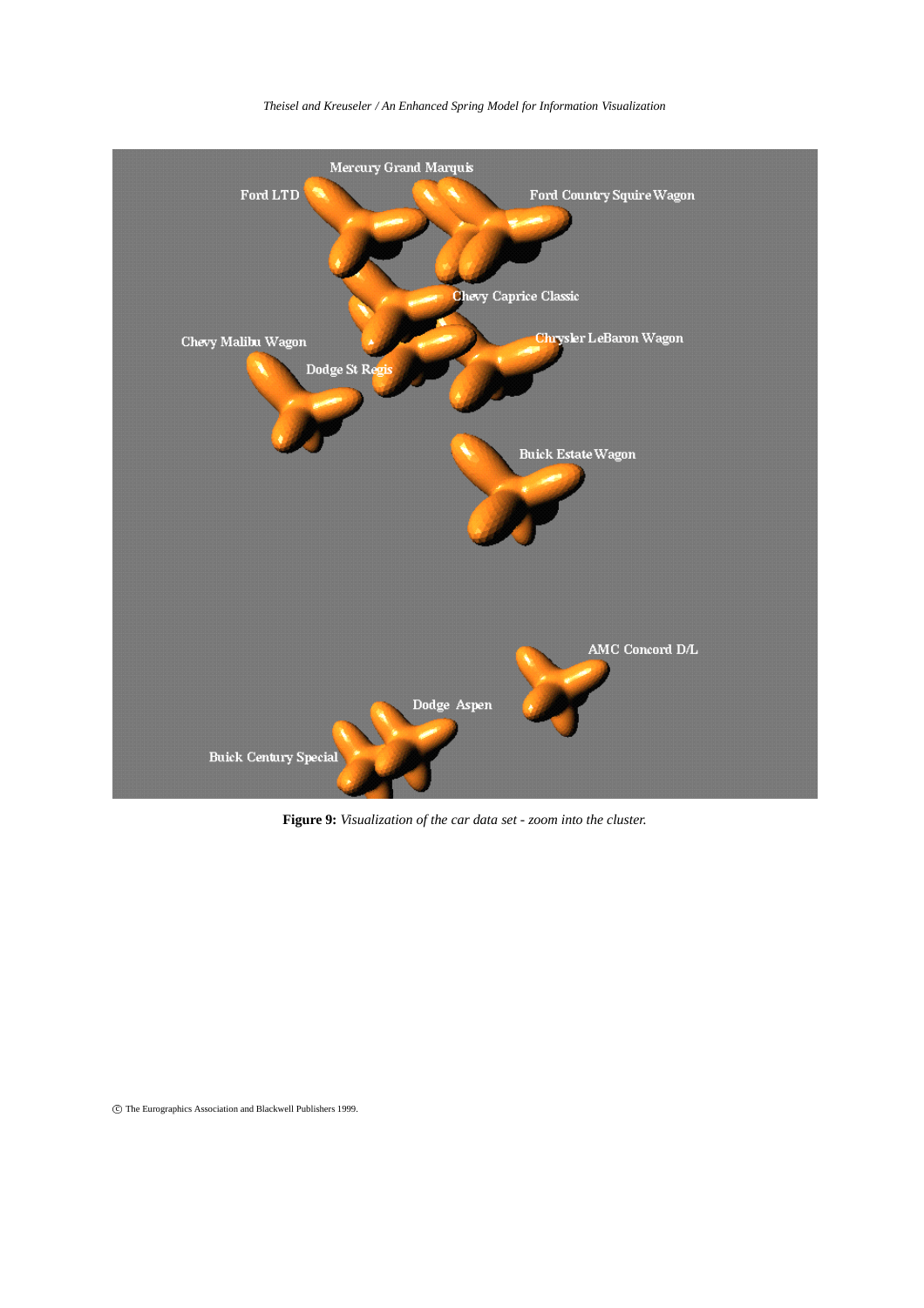**Figure 9:** *Visualization of the car data set - zoom into the cluster.*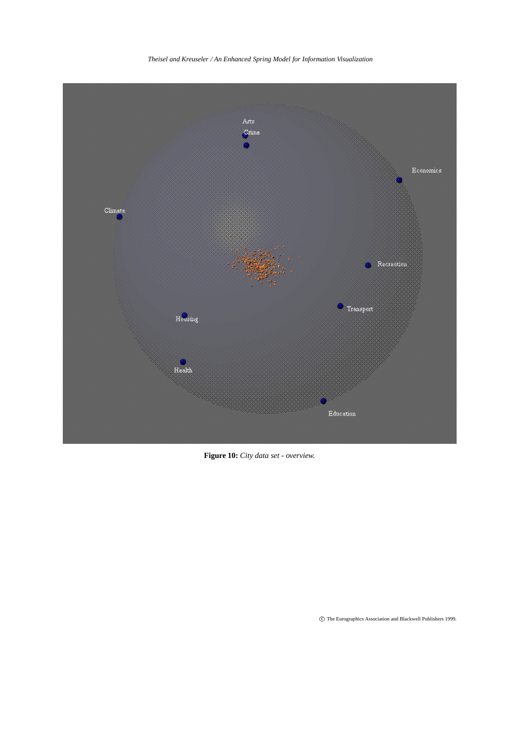**Figure 10:** *City data set - overview.*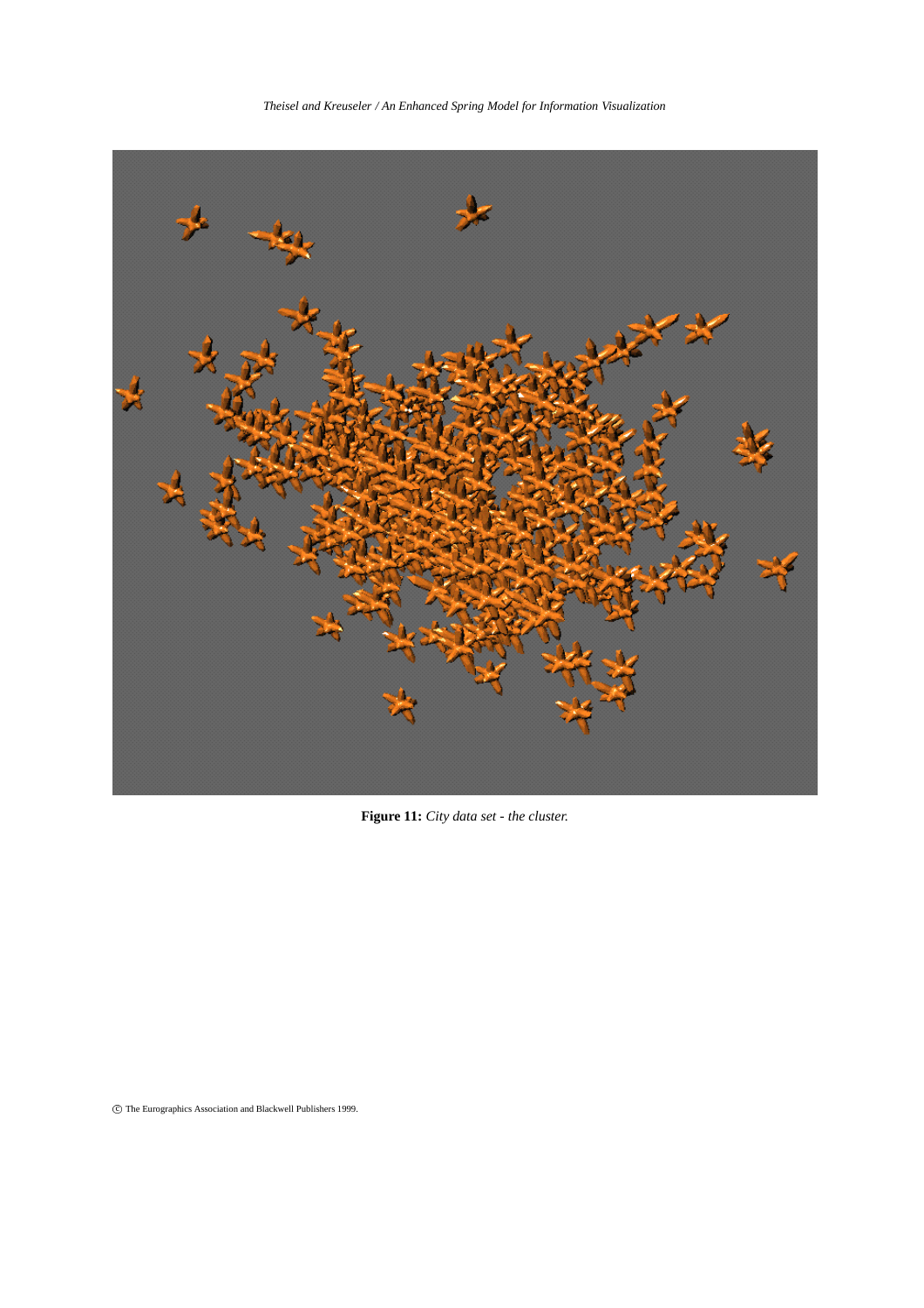**Figure 11:** *City data set - the cluster.*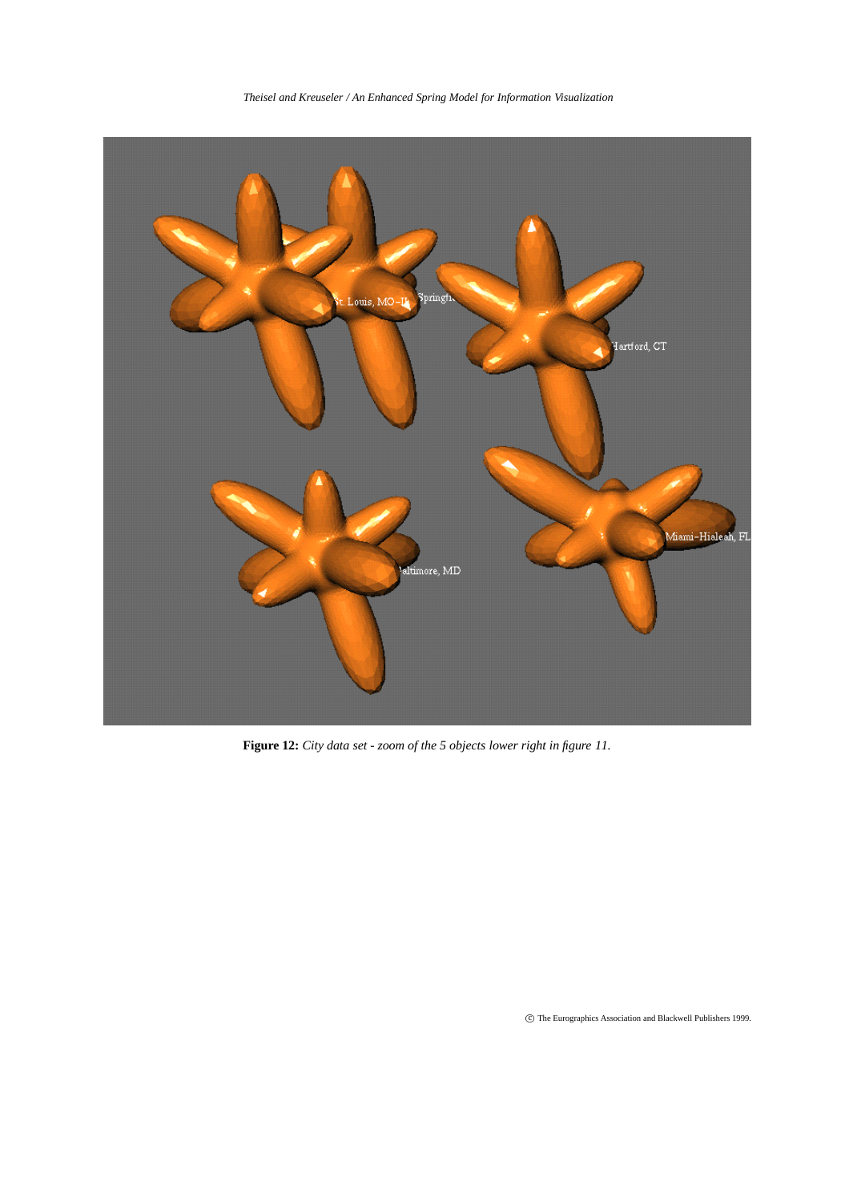**Figure 12:** *City data set - zoom of the 5 objects lower right in figure 11.*